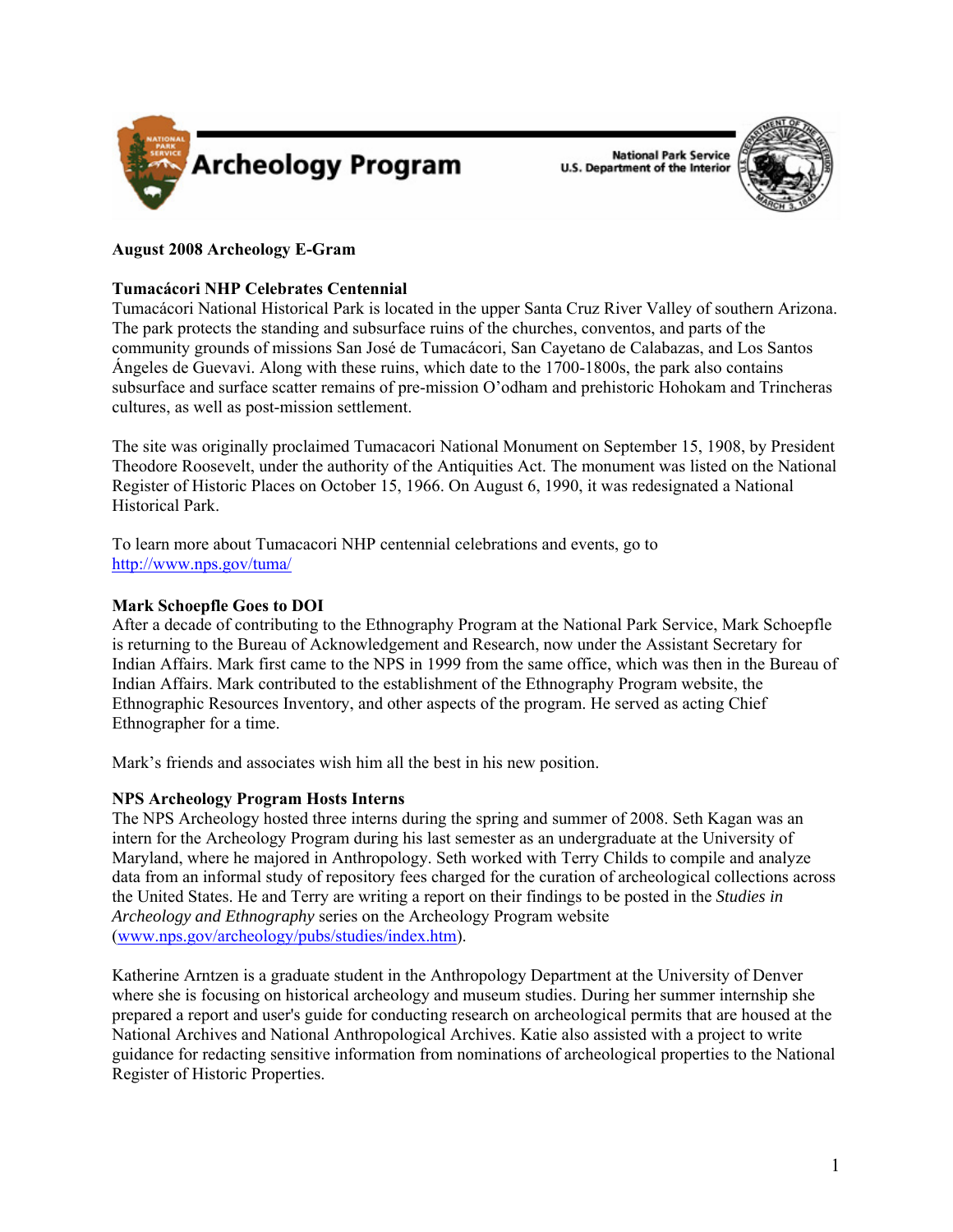# Archeology Program

National Park Service
U.S. Department of the Interior

**August 2008 Archeology E-Gram**

**Tumacácori NHP Celebrates Centennial**

Tumacácori National Historical Park is located in the upper Santa Cruz River Valley of southern Arizona. The park protects the standing and subsurface ruins of the churches, conventos, and parts of the community grounds of missions San José de Tumacácori, San Cayetano de Calabazas, and Los Santos Ángeles de Guevavi. Along with these ruins, which date to the 1700-1800s, the park also contains subsurface and surface scatter remains of pre-mission O'odham and prehistoric Hohokam and Trincheras cultures, as well as post-mission settlement.

The site was originally proclaimed Tumacacori National Monument on September 15, 1908, by President Theodore Roosevelt, under the authority of the Antiquities Act. The monument was listed on the National Register of Historic Places on October 15, 1966. On August 6, 1990, it was redesignated a National Historical Park.

To learn more about Tumacacori NHP centennial celebrations and events, go to http://www.nps.gov/tuma/

**Mark Schoepfle Goes to DOI**

After a decade of contributing to the Ethnography Program at the National Park Service, Mark Schoepfle is returning to the Bureau of Acknowledgement and Research, now under the Assistant Secretary for Indian Affairs. Mark first came to the NPS in 1999 from the same office, which was then in the Bureau of Indian Affairs. Mark contributed to the establishment of the Ethnography Program website, the Ethnographic Resources Inventory, and other aspects of the program. He served as acting Chief Ethnographer for a time.

Mark's friends and associates wish him all the best in his new position.

**NPS Archeology Program Hosts Interns**

The NPS Archeology hosted three interns during the spring and summer of 2008. Seth Kagan was an intern for the Archeology Program during his last semester as an undergraduate at the University of Maryland, where he majored in Anthropology. Seth worked with Terry Childs to compile and analyze data from an informal study of repository fees charged for the curation of archeological collections across the United States. He and Terry are writing a report on their findings to be posted in the *Studies in Archeology and Ethnography* series on the Archeology Program website (www.nps.gov/archeology/pubs/studies/index.htm).

Katherine Arntzen is a graduate student in the Anthropology Department at the University of Denver where she is focusing on historical archeology and museum studies. During her summer internship she prepared a report and user's guide for conducting research on archeological permits that are housed at the National Archives and National Anthropological Archives. Katie also assisted with a project to write guidance for redacting sensitive information from nominations of archeological properties to the National Register of Historic Properties.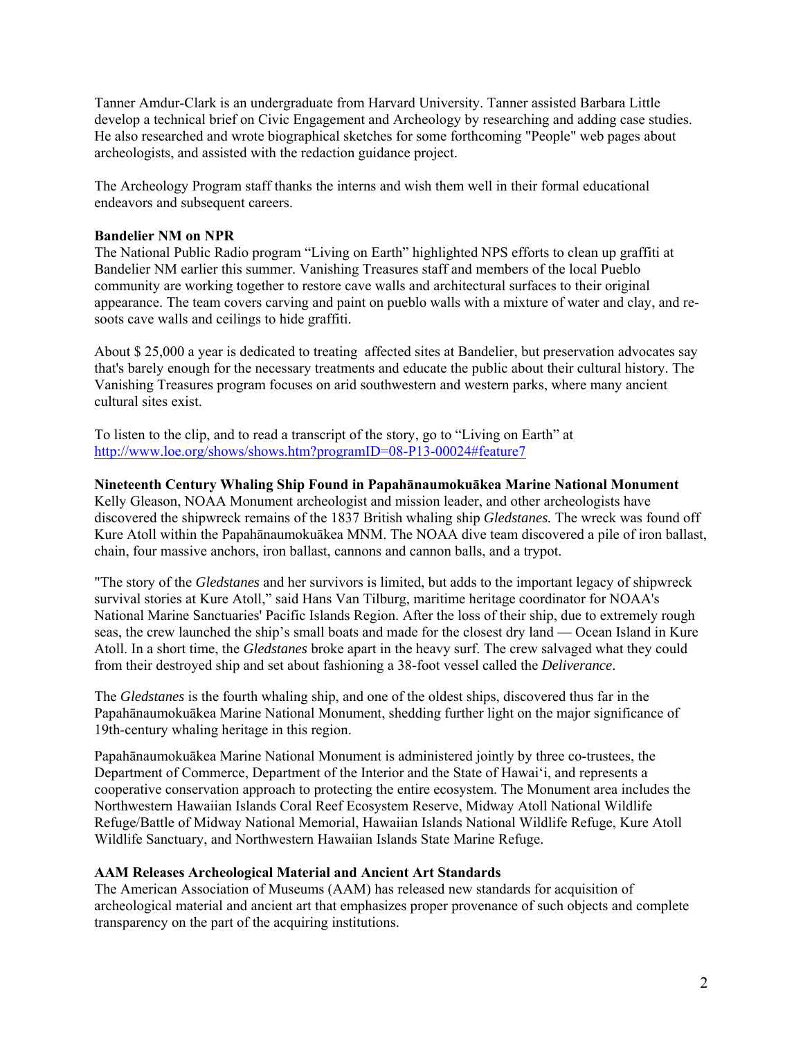Tanner Amdur-Clark is an undergraduate from Harvard University. Tanner assisted Barbara Little develop a technical brief on Civic Engagement and Archeology by researching and adding case studies. He also researched and wrote biographical sketches for some forthcoming "People" web pages about archeologists, and assisted with the redaction guidance project.

The Archeology Program staff thanks the interns and wish them well in their formal educational endeavors and subsequent careers.

**Bandelier NM on NPR**

The National Public Radio program "Living on Earth" highlighted NPS efforts to clean up graffiti at Bandelier NM earlier this summer. Vanishing Treasures staff and members of the local Pueblo community are working together to restore cave walls and architectural surfaces to their original appearance. The team covers carving and paint on pueblo walls with a mixture of water and clay, and re-soots cave walls and ceilings to hide graffiti.

About $ 25,000 a year is dedicated to treating affected sites at Bandelier, but preservation advocates say that's barely enough for the necessary treatments and educate the public about their cultural history. The Vanishing Treasures program focuses on arid southwestern and western parks, where many ancient cultural sites exist.

To listen to the clip, and to read a transcript of the story, go to "Living on Earth" at http://www.loe.org/shows/shows.htm?programID=08-P13-00024#feature7

**Nineteenth Century Whaling Ship Found in Papahānaumokuākea Marine National Monument**

Kelly Gleason, NOAA Monument archeologist and mission leader, and other archeologists have discovered the shipwreck remains of the 1837 British whaling ship *Gledstanes.* The wreck was found off Kure Atoll within the Papahānaumokuākea MNM. The NOAA dive team discovered a pile of iron ballast, chain, four massive anchors, iron ballast, cannons and cannon balls, and a trypot.

"The story of the *Gledstanes* and her survivors is limited, but adds to the important legacy of shipwreck survival stories at Kure Atoll," said Hans Van Tilburg, maritime heritage coordinator for NOAA's National Marine Sanctuaries' Pacific Islands Region. After the loss of their ship, due to extremely rough seas, the crew launched the ship's small boats and made for the closest dry land — Ocean Island in Kure Atoll. In a short time, the *Gledstanes* broke apart in the heavy surf. The crew salvaged what they could from their destroyed ship and set about fashioning a 38-foot vessel called the *Deliverance*.

The *Gledstanes* is the fourth whaling ship, and one of the oldest ships, discovered thus far in the Papahānaumokuākea Marine National Monument, shedding further light on the major significance of 19th-century whaling heritage in this region.

Papahānaumokuākea Marine National Monument is administered jointly by three co-trustees, the Department of Commerce, Department of the Interior and the State of Hawai'i, and represents a cooperative conservation approach to protecting the entire ecosystem. The Monument area includes the Northwestern Hawaiian Islands Coral Reef Ecosystem Reserve, Midway Atoll National Wildlife Refuge/Battle of Midway National Memorial, Hawaiian Islands National Wildlife Refuge, Kure Atoll Wildlife Sanctuary, and Northwestern Hawaiian Islands State Marine Refuge.

**AAM Releases Archeological Material and Ancient Art Standards**

The American Association of Museums (AAM) has released new standards for acquisition of archeological material and ancient art that emphasizes proper provenance of such objects and complete transparency on the part of the acquiring institutions.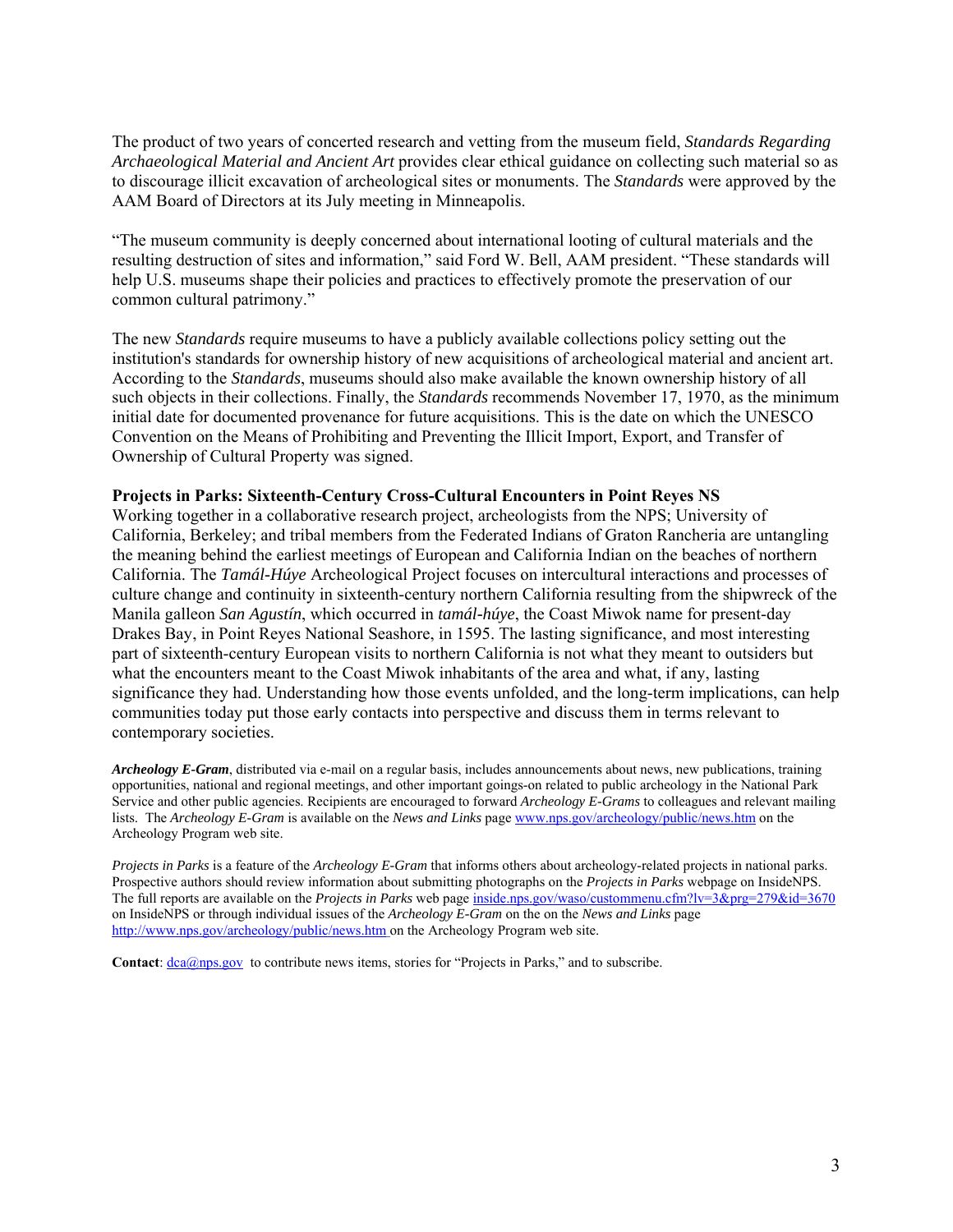The product of two years of concerted research and vetting from the museum field, *Standards Regarding Archaeological Material and Ancient Art* provides clear ethical guidance on collecting such material so as to discourage illicit excavation of archeological sites or monuments. The *Standards* were approved by the AAM Board of Directors at its July meeting in Minneapolis.

"The museum community is deeply concerned about international looting of cultural materials and the resulting destruction of sites and information," said Ford W. Bell, AAM president. "These standards will help U.S. museums shape their policies and practices to effectively promote the preservation of our common cultural patrimony."

The new *Standards* require museums to have a publicly available collections policy setting out the institution's standards for ownership history of new acquisitions of archeological material and ancient art. According to the *Standards*, museums should also make available the known ownership history of all such objects in their collections. Finally, the *Standards* recommends November 17, 1970, as the minimum initial date for documented provenance for future acquisitions. This is the date on which the UNESCO Convention on the Means of Prohibiting and Preventing the Illicit Import, Export, and Transfer of Ownership of Cultural Property was signed.

**Projects in Parks: Sixteenth-Century Cross-Cultural Encounters in Point Reyes NS**

Working together in a collaborative research project, archeologists from the NPS; University of California, Berkeley; and tribal members from the Federated Indians of Graton Rancheria are untangling the meaning behind the earliest meetings of European and California Indian on the beaches of northern California. The *Tamál-Húye* Archeological Project focuses on intercultural interactions and processes of culture change and continuity in sixteenth-century northern California resulting from the shipwreck of the Manila galleon *San Agustín*, which occurred in *tamál-húye*, the Coast Miwok name for present-day Drakes Bay, in Point Reyes National Seashore, in 1595. The lasting significance, and most interesting part of sixteenth-century European visits to northern California is not what they meant to outsiders but what the encounters meant to the Coast Miwok inhabitants of the area and what, if any, lasting significance they had. Understanding how those events unfolded, and the long-term implications, can help communities today put those early contacts into perspective and discuss them in terms relevant to contemporary societies.

***Archeology E-Gram***, distributed via e-mail on a regular basis, includes announcements about news, new publications, training opportunities, national and regional meetings, and other important goings-on related to public archeology in the National Park Service and other public agencies. Recipients are encouraged to forward *Archeology E-Grams* to colleagues and relevant mailing lists. The *Archeology E-Gram* is available on the *News and Links* page www.nps.gov/archeology/public/news.htm on the Archeology Program web site.

*Projects in Parks* is a feature of the *Archeology E-Gram* that informs others about archeology-related projects in national parks. Prospective authors should review information about submitting photographs on the *Projects in Parks* webpage on InsideNPS. The full reports are available on the *Projects in Parks* web page inside.nps.gov/waso/custommenu.cfm?lv=3&prg=279&id=3670 on InsideNPS or through individual issues of the *Archeology E-Gram* on the on the *News and Links* page http://www.nps.gov/archeology/public/news.htm on the Archeology Program web site.

**Contact**: dca@nps.gov to contribute news items, stories for "Projects in Parks," and to subscribe.